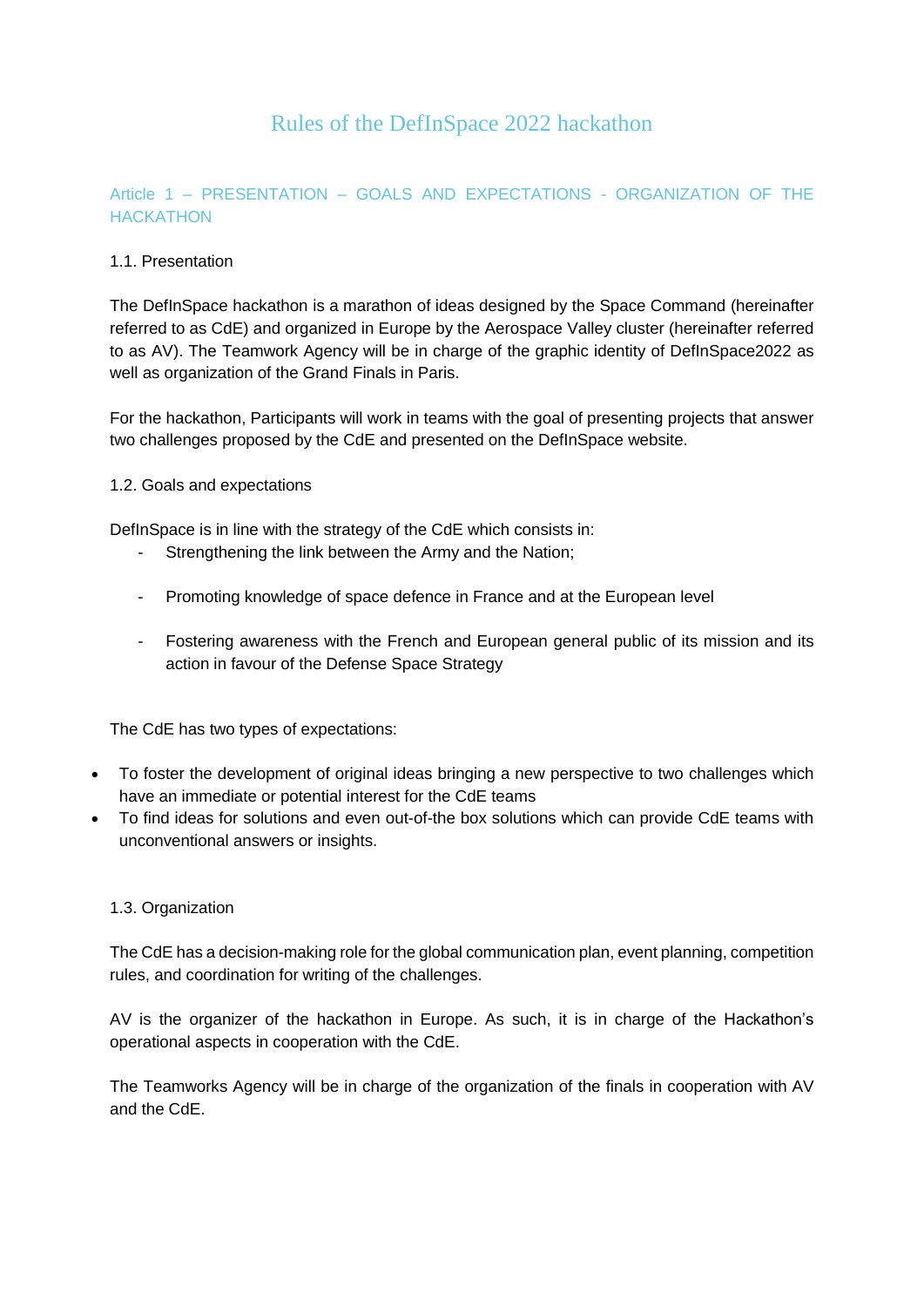# Rules of the DefInSpace 2022 hackathon

## Article 1 – PRESENTATION – GOALS AND EXPECTATIONS - ORGANIZATION OF THE HACKATHON

### 1.1. Presentation

The DefInSpace hackathon is a marathon of ideas designed by the Space Command (hereinafter referred to as CdE) and organized in Europe by the Aerospace Valley cluster (hereinafter referred to as AV). The Teamwork Agency will be in charge of the graphic identity of DefInSpace2022 as well as organization of the Grand Finals in Paris.

For the hackathon, Participants will work in teams with the goal of presenting projects that answer two challenges proposed by the CdE and presented on the DefInSpace website.

### 1.2. Goals and expectations

DefInSpace is in line with the strategy of the CdE which consists in:

- Strengthening the link between the Army and the Nation;
- Promoting knowledge of space defence in France and at the European level
- Fostering awareness with the French and European general public of its mission and its action in favour of the Defense Space Strategy

The CdE has two types of expectations:

- To foster the development of original ideas bringing a new perspective to two challenges which have an immediate or potential interest for the CdE teams
- To find ideas for solutions and even out-of-the box solutions which can provide CdE teams with unconventional answers or insights.

### 1.3. Organization

The CdE has a decision-making role for the global communication plan, event planning, competition rules, and coordination for writing of the challenges.

AV is the organizer of the hackathon in Europe. As such, it is in charge of the Hackathon's operational aspects in cooperation with the CdE.

The Teamworks Agency will be in charge of the organization of the finals in cooperation with AV and the CdE.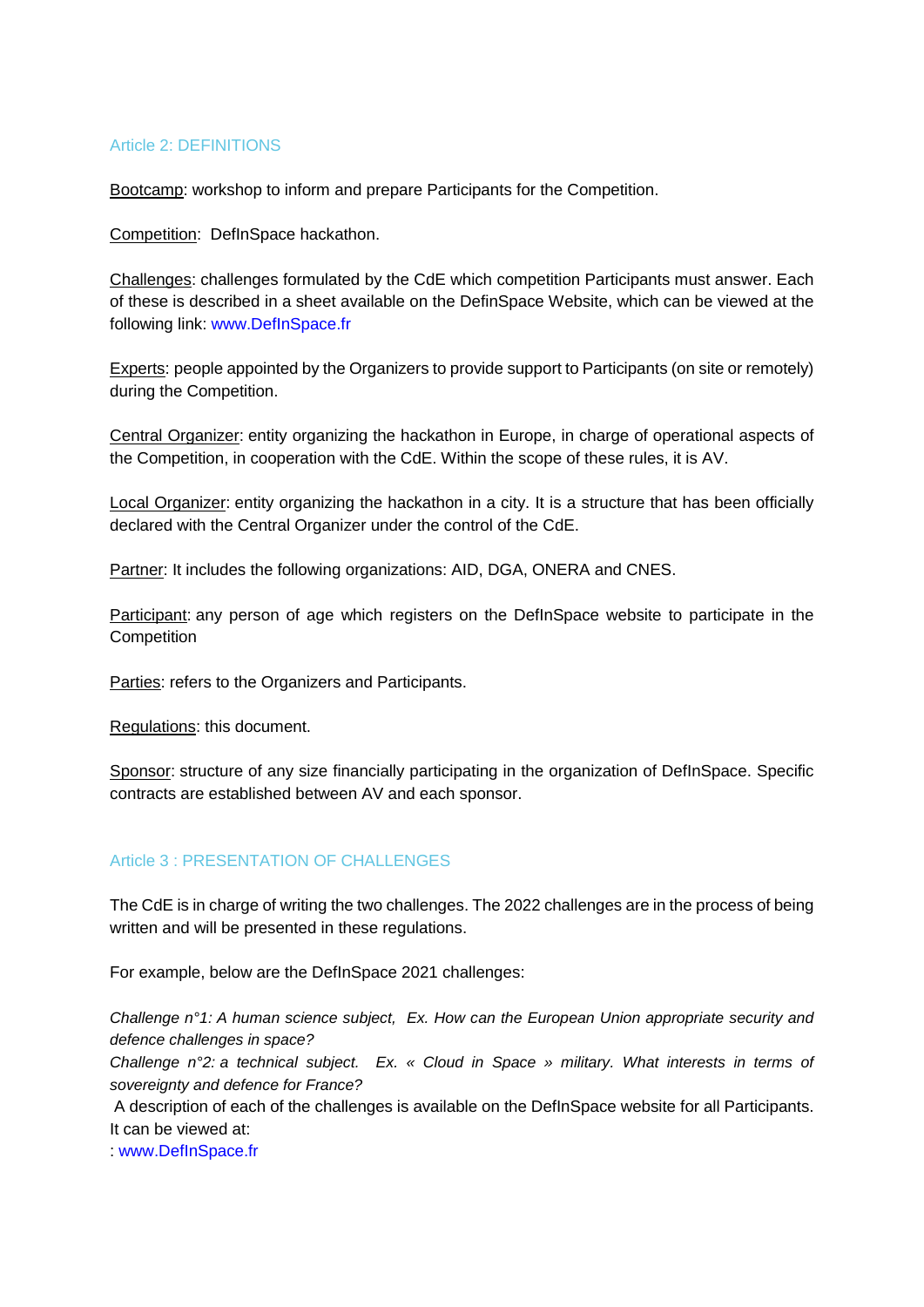## Article 2: DEFINITIONS

Bootcamp: workshop to inform and prepare Participants for the Competition.

Competition: DefInSpace hackathon.

Challenges: challenges formulated by the CdE which competition Participants must answer. Each of these is described in a sheet available on the DefinSpace Website, which can be viewed at the following link: www.DefInSpace.fr

Experts: people appointed by the Organizers to provide support to Participants (on site or remotely) during the Competition.

Central Organizer: entity organizing the hackathon in Europe, in charge of operational aspects of the Competition, in cooperation with the CdE. Within the scope of these rules, it is AV.

Local Organizer: entity organizing the hackathon in a city. It is a structure that has been officially declared with the Central Organizer under the control of the CdE.

Partner: It includes the following organizations: AID, DGA, ONERA and CNES.

Participant: any person of age which registers on the DefInSpace website to participate in the Competition

Parties: refers to the Organizers and Participants.

Regulations: this document.

Sponsor: structure of any size financially participating in the organization of DefInSpace. Specific contracts are established between AV and each sponsor.

## Article 3 : PRESENTATION OF CHALLENGES

The CdE is in charge of writing the two challenges. The 2022 challenges are in the process of being written and will be presented in these regulations.

For example, below are the DefInSpace 2021 challenges:

*Challenge n°1: A human science subject, Ex. How can the European Union appropriate security and defence challenges in space?*
*Challenge n°2: a technical subject. Ex. « Cloud in Space » military. What interests in terms of sovereignty and defence for France?*
A description of each of the challenges is available on the DefInSpace website for all Participants. It can be viewed at:
: www.DefInSpace.fr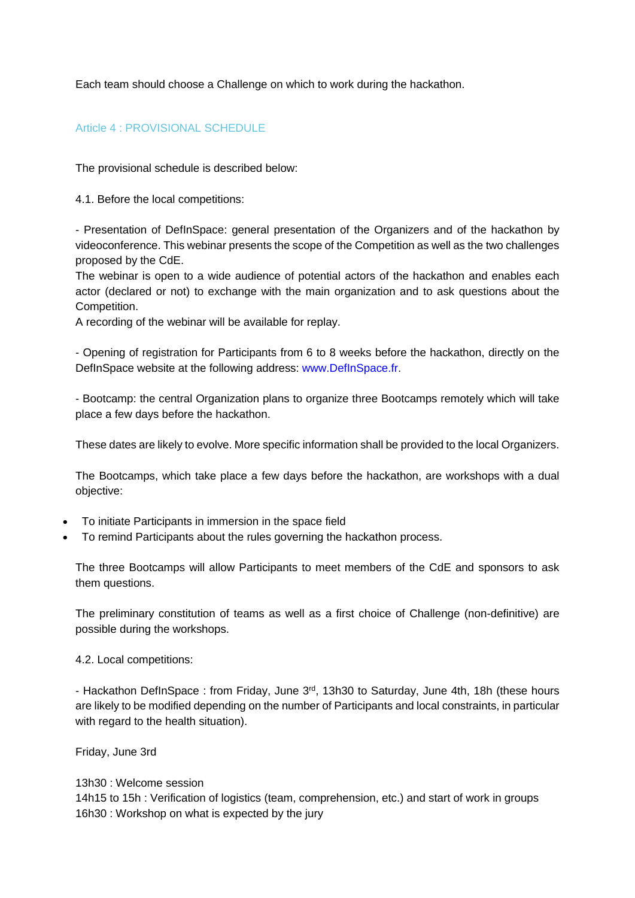Each team should choose a Challenge on which to work during the hackathon.

## Article 4 : PROVISIONAL SCHEDULE

The provisional schedule is described below:

4.1. Before the local competitions:

- Presentation of DefInSpace: general presentation of the Organizers and of the hackathon by videoconference. This webinar presents the scope of the Competition as well as the two challenges proposed by the CdE.

The webinar is open to a wide audience of potential actors of the hackathon and enables each actor (declared or not) to exchange with the main organization and to ask questions about the Competition.

A recording of the webinar will be available for replay.

- Opening of registration for Participants from 6 to 8 weeks before the hackathon, directly on the DefInSpace website at the following address: www.DefInSpace.fr.

- Bootcamp: the central Organization plans to organize three Bootcamps remotely which will take place a few days before the hackathon.

These dates are likely to evolve. More specific information shall be provided to the local Organizers.

The Bootcamps, which take place a few days before the hackathon, are workshops with a dual objective:

- To initiate Participants in immersion in the space field
- To remind Participants about the rules governing the hackathon process.

The three Bootcamps will allow Participants to meet members of the CdE and sponsors to ask them questions.

The preliminary constitution of teams as well as a first choice of Challenge (non-definitive) are possible during the workshops.

4.2. Local competitions:

- Hackathon DefInSpace : from Friday, June 3rd, 13h30 to Saturday, June 4th, 18h (these hours are likely to be modified depending on the number of Participants and local constraints, in particular with regard to the health situation).

Friday, June 3rd

13h30 : Welcome session
14h15 to 15h : Verification of logistics (team, comprehension, etc.) and start of work in groups
16h30 : Workshop on what is expected by the jury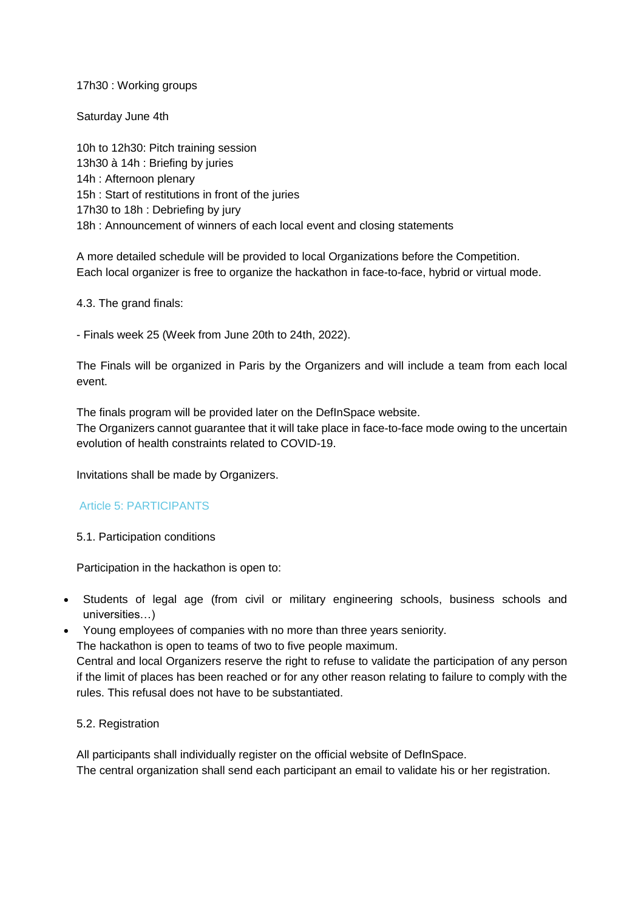17h30 : Working groups

Saturday June 4th

10h to 12h30: Pitch training session
13h30 à 14h : Briefing by juries
14h : Afternoon plenary
15h : Start of restitutions in front of the juries
17h30 to 18h : Debriefing by jury
18h : Announcement of winners of each local event and closing statements

A more detailed schedule will be provided to local Organizations before the Competition.
Each local organizer is free to organize the hackathon in face-to-face, hybrid or virtual mode.

4.3. The grand finals:

- Finals week 25 (Week from June 20th to 24th, 2022).

The Finals will be organized in Paris by the Organizers and will include a team from each local event.

The finals program will be provided later on the DefInSpace website.
The Organizers cannot guarantee that it will take place in face-to-face mode owing to the uncertain evolution of health constraints related to COVID-19.

Invitations shall be made by Organizers.

## Article 5: PARTICIPANTS

5.1. Participation conditions

Participation in the hackathon is open to:

- Students of legal age (from civil or military engineering schools, business schools and universities…)
- Young employees of companies with no more than three years seniority.

The hackathon is open to teams of two to five people maximum.
Central and local Organizers reserve the right to refuse to validate the participation of any person if the limit of places has been reached or for any other reason relating to failure to comply with the rules. This refusal does not have to be substantiated.

5.2. Registration

All participants shall individually register on the official website of DefInSpace.
The central organization shall send each participant an email to validate his or her registration.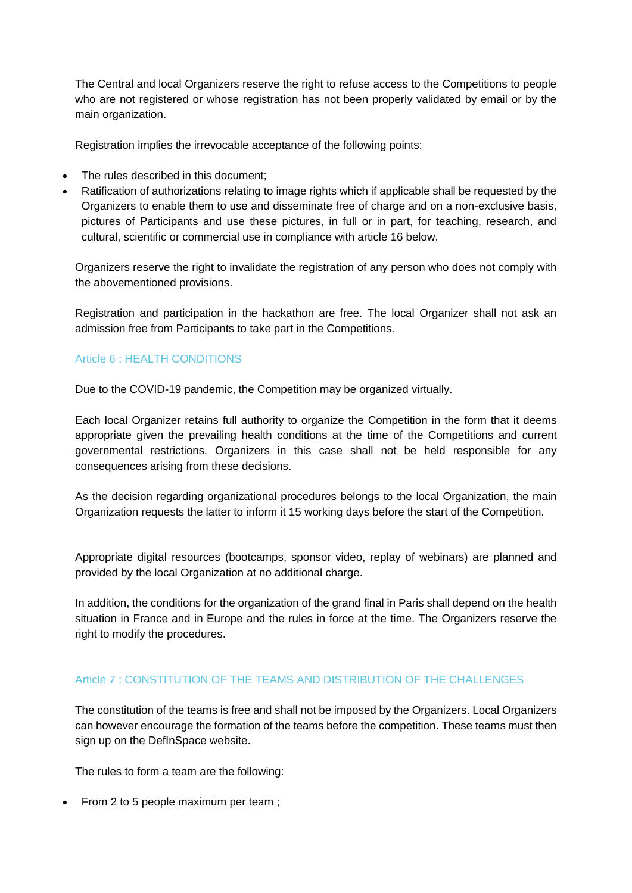The Central and local Organizers reserve the right to refuse access to the Competitions to people who are not registered or whose registration has not been properly validated by email or by the main organization.

Registration implies the irrevocable acceptance of the following points:

- The rules described in this document;
- Ratification of authorizations relating to image rights which if applicable shall be requested by the Organizers to enable them to use and disseminate free of charge and on a non-exclusive basis, pictures of Participants and use these pictures, in full or in part, for teaching, research, and cultural, scientific or commercial use in compliance with article 16 below.

Organizers reserve the right to invalidate the registration of any person who does not comply with the abovementioned provisions.

Registration and participation in the hackathon are free. The local Organizer shall not ask an admission free from Participants to take part in the Competitions.

## Article 6 : HEALTH CONDITIONS

Due to the COVID-19 pandemic, the Competition may be organized virtually.

Each local Organizer retains full authority to organize the Competition in the form that it deems appropriate given the prevailing health conditions at the time of the Competitions and current governmental restrictions. Organizers in this case shall not be held responsible for any consequences arising from these decisions.

As the decision regarding organizational procedures belongs to the local Organization, the main Organization requests the latter to inform it 15 working days before the start of the Competition.

Appropriate digital resources (bootcamps, sponsor video, replay of webinars) are planned and provided by the local Organization at no additional charge.

In addition, the conditions for the organization of the grand final in Paris shall depend on the health situation in France and in Europe and the rules in force at the time. The Organizers reserve the right to modify the procedures.

## Article 7 : CONSTITUTION OF THE TEAMS AND DISTRIBUTION OF THE CHALLENGES

The constitution of the teams is free and shall not be imposed by the Organizers. Local Organizers can however encourage the formation of the teams before the competition. These teams must then sign up on the DefInSpace website.

The rules to form a team are the following:

- From 2 to 5 people maximum per team ;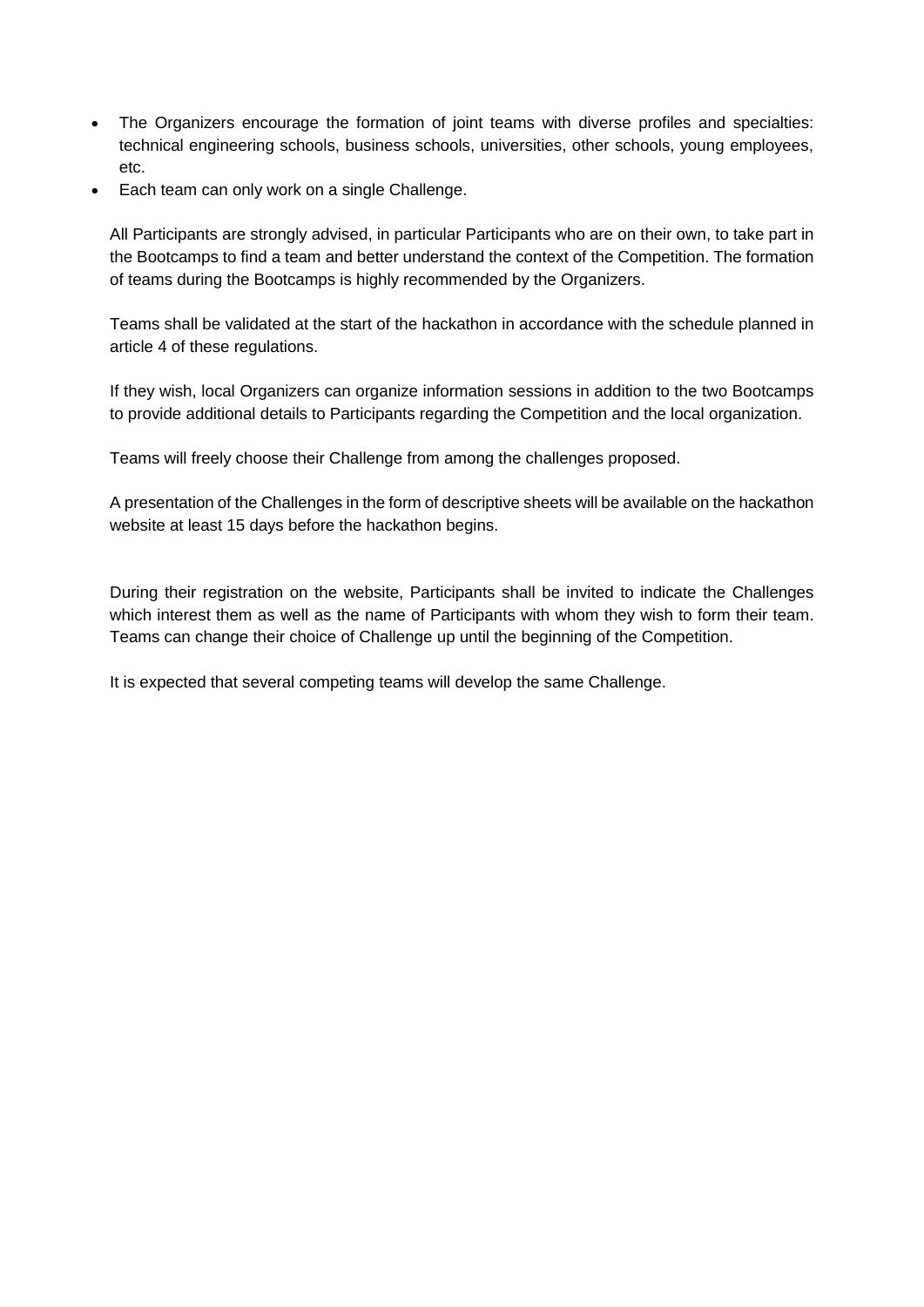- The Organizers encourage the formation of joint teams with diverse profiles and specialties: technical engineering schools, business schools, universities, other schools, young employees, etc.
- Each team can only work on a single Challenge.

All Participants are strongly advised, in particular Participants who are on their own, to take part in the Bootcamps to find a team and better understand the context of the Competition. The formation of teams during the Bootcamps is highly recommended by the Organizers.

Teams shall be validated at the start of the hackathon in accordance with the schedule planned in article 4 of these regulations.

If they wish, local Organizers can organize information sessions in addition to the two Bootcamps to provide additional details to Participants regarding the Competition and the local organization.

Teams will freely choose their Challenge from among the challenges proposed.

A presentation of the Challenges in the form of descriptive sheets will be available on the hackathon website at least 15 days before the hackathon begins.

During their registration on the website, Participants shall be invited to indicate the Challenges which interest them as well as the name of Participants with whom they wish to form their team. Teams can change their choice of Challenge up until the beginning of the Competition.

It is expected that several competing teams will develop the same Challenge.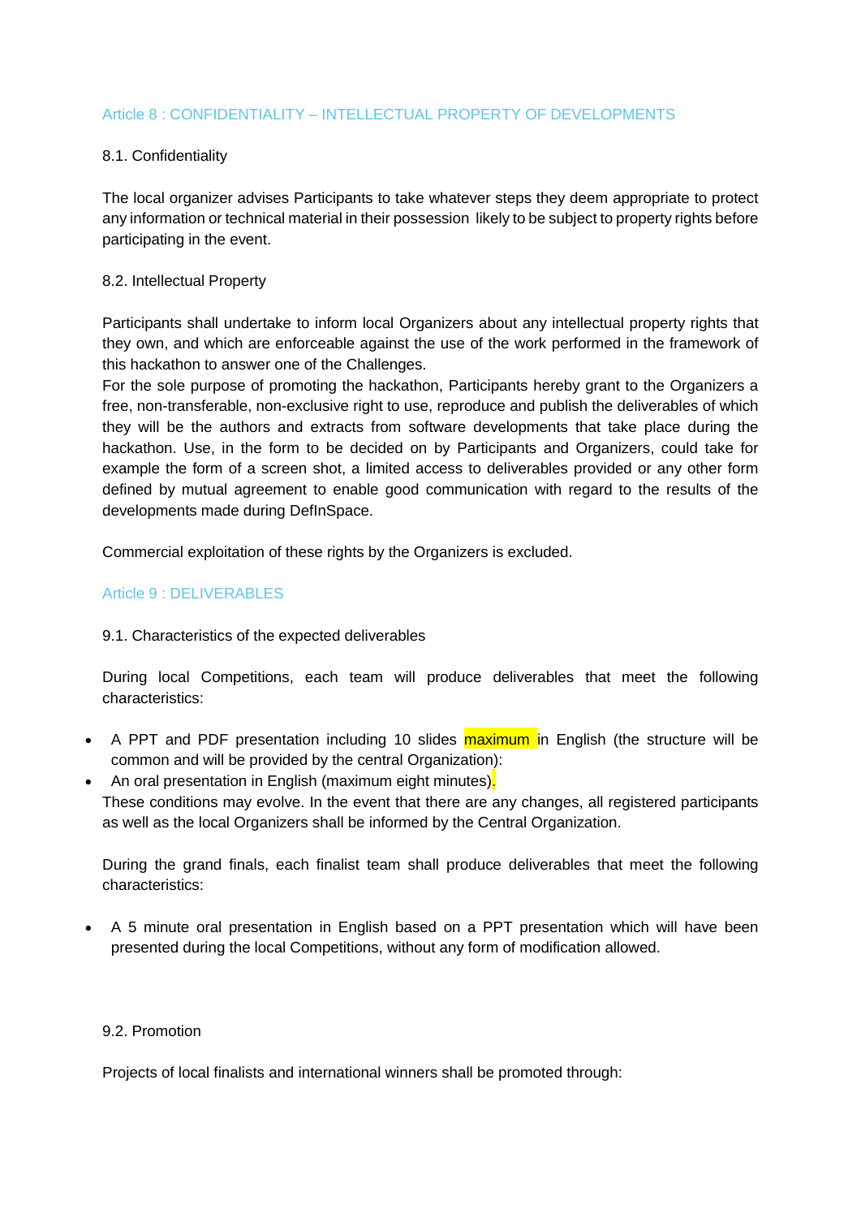## Article 8 : CONFIDENTIALITY – INTELLECTUAL PROPERTY OF DEVELOPMENTS

### 8.1. Confidentiality

The local organizer advises Participants to take whatever steps they deem appropriate to protect any information or technical material in their possession likely to be subject to property rights before participating in the event.

### 8.2. Intellectual Property

Participants shall undertake to inform local Organizers about any intellectual property rights that they own, and which are enforceable against the use of the work performed in the framework of this hackathon to answer one of the Challenges.
For the sole purpose of promoting the hackathon, Participants hereby grant to the Organizers a free, non-transferable, non-exclusive right to use, reproduce and publish the deliverables of which they will be the authors and extracts from software developments that take place during the hackathon. Use, in the form to be decided on by Participants and Organizers, could take for example the form of a screen shot, a limited access to deliverables provided or any other form defined by mutual agreement to enable good communication with regard to the results of the developments made during DefInSpace.

Commercial exploitation of these rights by the Organizers is excluded.

## Article 9 : DELIVERABLES

### 9.1. Characteristics of the expected deliverables

During local Competitions, each team will produce deliverables that meet the following characteristics:

- A PPT and PDF presentation including 10 slides maximum in English (the structure will be common and will be provided by the central Organization):
- An oral presentation in English (maximum eight minutes).

These conditions may evolve. In the event that there are any changes, all registered participants as well as the local Organizers shall be informed by the Central Organization.

During the grand finals, each finalist team shall produce deliverables that meet the following characteristics:

- A 5 minute oral presentation in English based on a PPT presentation which will have been presented during the local Competitions, without any form of modification allowed.

### 9.2. Promotion

Projects of local finalists and international winners shall be promoted through: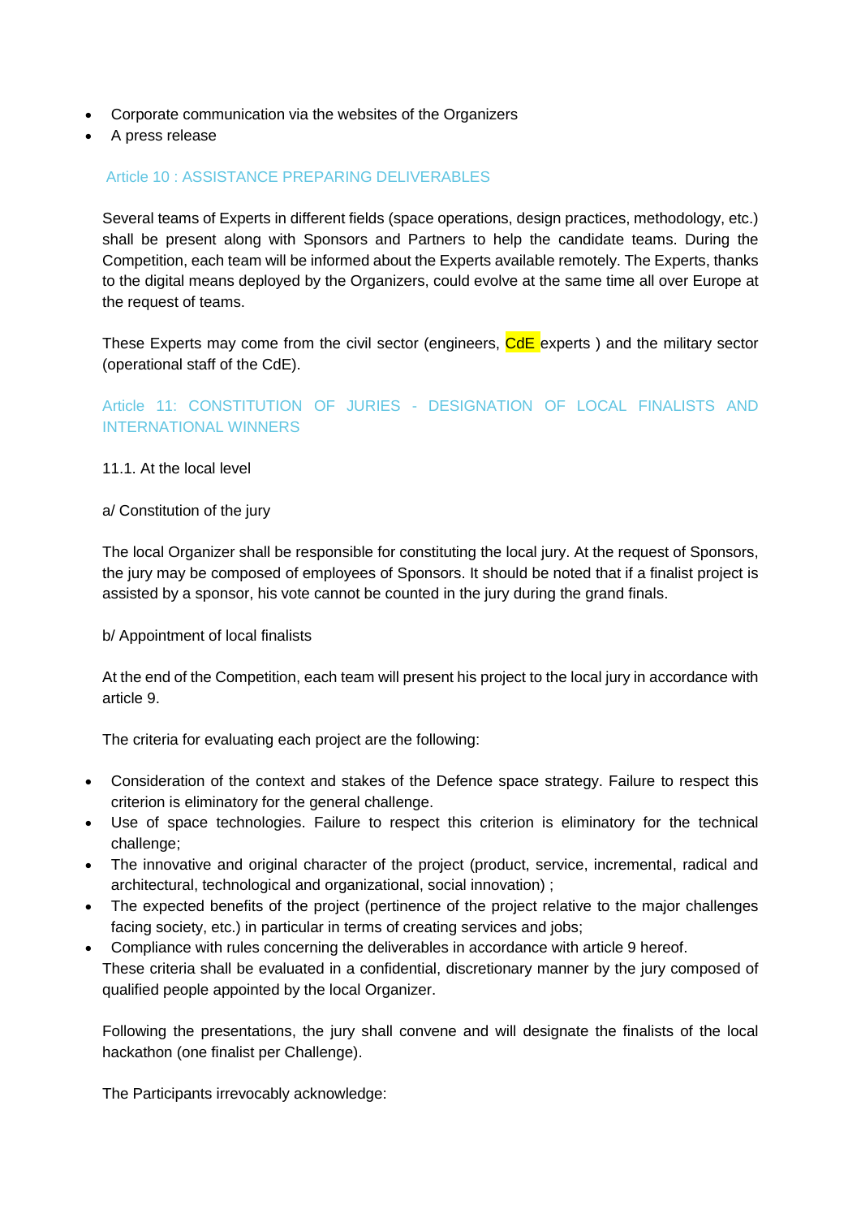- Corporate communication via the websites of the Organizers
- A press release

## Article 10 : ASSISTANCE PREPARING DELIVERABLES

Several teams of Experts in different fields (space operations, design practices, methodology, etc.) shall be present along with Sponsors and Partners to help the candidate teams. During the Competition, each team will be informed about the Experts available remotely. The Experts, thanks to the digital means deployed by the Organizers, could evolve at the same time all over Europe at the request of teams.

These Experts may come from the civil sector (engineers, CdE experts ) and the military sector (operational staff of the CdE).

## Article 11: CONSTITUTION OF JURIES - DESIGNATION OF LOCAL FINALISTS AND INTERNATIONAL WINNERS

11.1. At the local level

a/ Constitution of the jury

The local Organizer shall be responsible for constituting the local jury. At the request of Sponsors, the jury may be composed of employees of Sponsors. It should be noted that if a finalist project is assisted by a sponsor, his vote cannot be counted in the jury during the grand finals.

b/ Appointment of local finalists

At the end of the Competition, each team will present his project to the local jury in accordance with article 9.

The criteria for evaluating each project are the following:

- Consideration of the context and stakes of the Defence space strategy. Failure to respect this criterion is eliminatory for the general challenge.
- Use of space technologies. Failure to respect this criterion is eliminatory for the technical challenge;
- The innovative and original character of the project (product, service, incremental, radical and architectural, technological and organizational, social innovation) ;
- The expected benefits of the project (pertinence of the project relative to the major challenges facing society, etc.) in particular in terms of creating services and jobs;
- Compliance with rules concerning the deliverables in accordance with article 9 hereof.

These criteria shall be evaluated in a confidential, discretionary manner by the jury composed of qualified people appointed by the local Organizer.

Following the presentations, the jury shall convene and will designate the finalists of the local hackathon (one finalist per Challenge).

The Participants irrevocably acknowledge: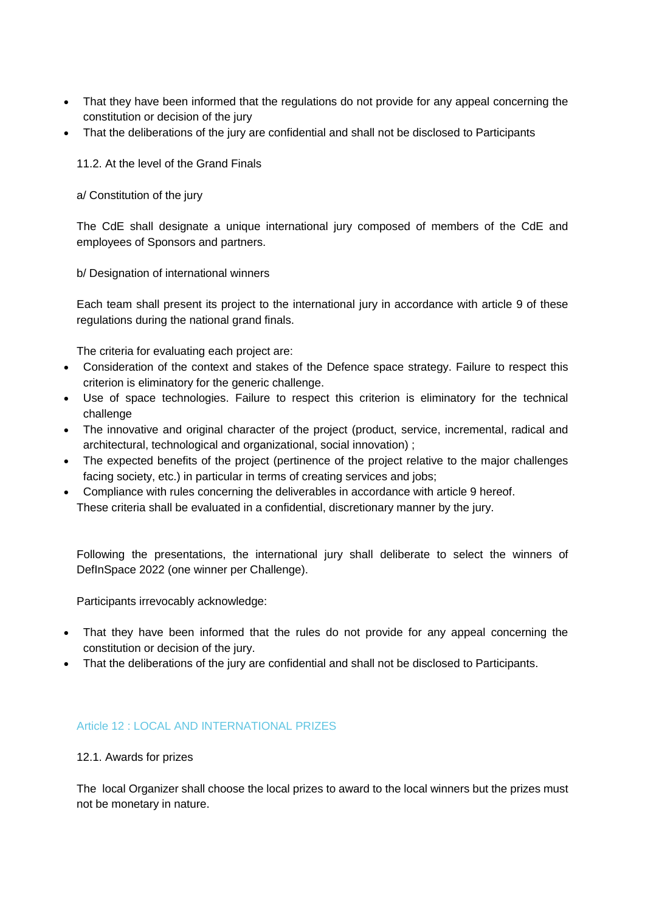- That they have been informed that the regulations do not provide for any appeal concerning the constitution or decision of the jury
- That the deliberations of the jury are confidential and shall not be disclosed to Participants

11.2. At the level of the Grand Finals

a/ Constitution of the jury

The CdE shall designate a unique international jury composed of members of the CdE and employees of Sponsors and partners.

b/ Designation of international winners

Each team shall present its project to the international jury in accordance with article 9 of these regulations during the national grand finals.

The criteria for evaluating each project are:

- Consideration of the context and stakes of the Defence space strategy. Failure to respect this criterion is eliminatory for the generic challenge.
- Use of space technologies. Failure to respect this criterion is eliminatory for the technical challenge
- The innovative and original character of the project (product, service, incremental, radical and architectural, technological and organizational, social innovation) ;
- The expected benefits of the project (pertinence of the project relative to the major challenges facing society, etc.) in particular in terms of creating services and jobs;
- Compliance with rules concerning the deliverables in accordance with article 9 hereof.

These criteria shall be evaluated in a confidential, discretionary manner by the jury.

Following the presentations, the international jury shall deliberate to select the winners of DefInSpace 2022 (one winner per Challenge).

Participants irrevocably acknowledge:

- That they have been informed that the rules do not provide for any appeal concerning the constitution or decision of the jury.
- That the deliberations of the jury are confidential and shall not be disclosed to Participants.

## Article 12 : LOCAL AND INTERNATIONAL PRIZES

12.1. Awards for prizes

The local Organizer shall choose the local prizes to award to the local winners but the prizes must not be monetary in nature.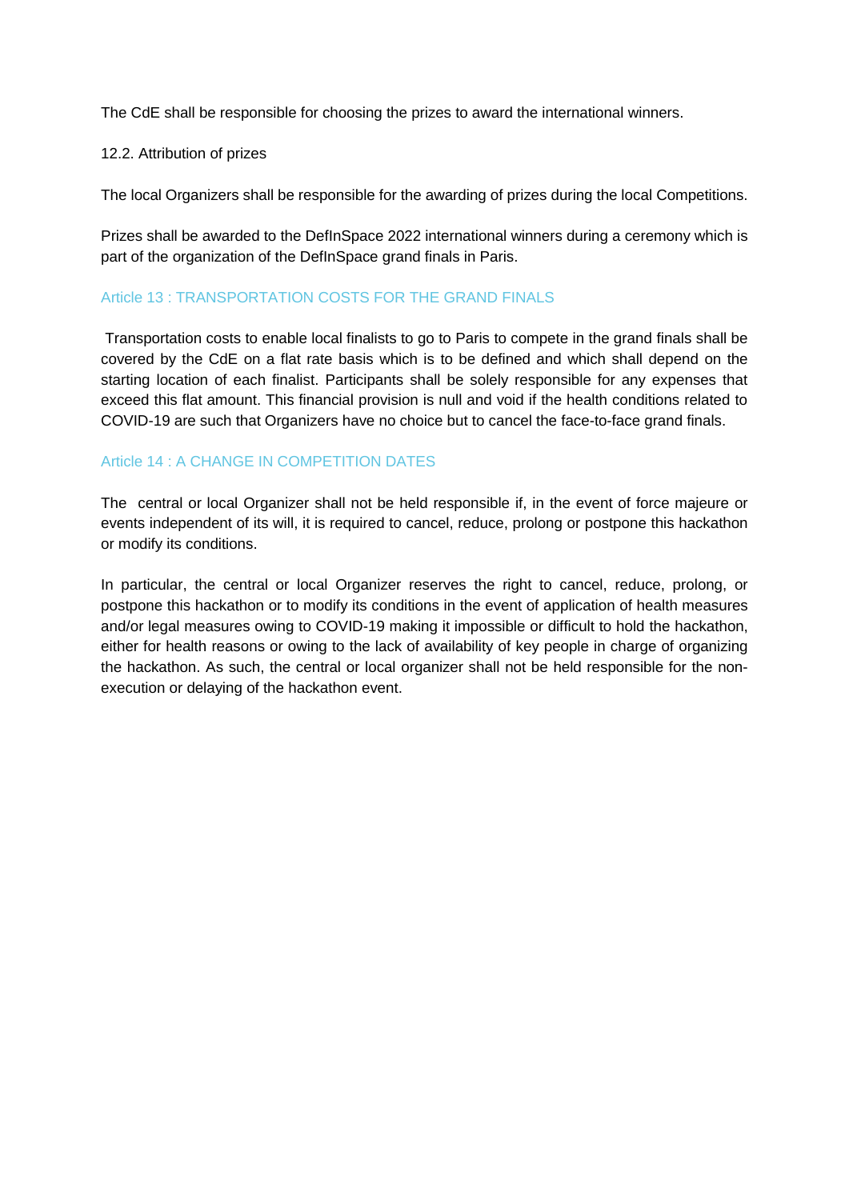The CdE shall be responsible for choosing the prizes to award the international winners.

12.2. Attribution of prizes

The local Organizers shall be responsible for the awarding of prizes during the local Competitions.

Prizes shall be awarded to the DefInSpace 2022 international winners during a ceremony which is part of the organization of the DefInSpace grand finals in Paris.

## Article 13 : TRANSPORTATION COSTS FOR THE GRAND FINALS

Transportation costs to enable local finalists to go to Paris to compete in the grand finals shall be covered by the CdE on a flat rate basis which is to be defined and which shall depend on the starting location of each finalist. Participants shall be solely responsible for any expenses that exceed this flat amount. This financial provision is null and void if the health conditions related to COVID-19 are such that Organizers have no choice but to cancel the face-to-face grand finals.

## Article 14 : A CHANGE IN COMPETITION DATES

The central or local Organizer shall not be held responsible if, in the event of force majeure or events independent of its will, it is required to cancel, reduce, prolong or postpone this hackathon or modify its conditions.

In particular, the central or local Organizer reserves the right to cancel, reduce, prolong, or postpone this hackathon or to modify its conditions in the event of application of health measures and/or legal measures owing to COVID-19 making it impossible or difficult to hold the hackathon, either for health reasons or owing to the lack of availability of key people in charge of organizing the hackathon. As such, the central or local organizer shall not be held responsible for the non-execution or delaying of the hackathon event.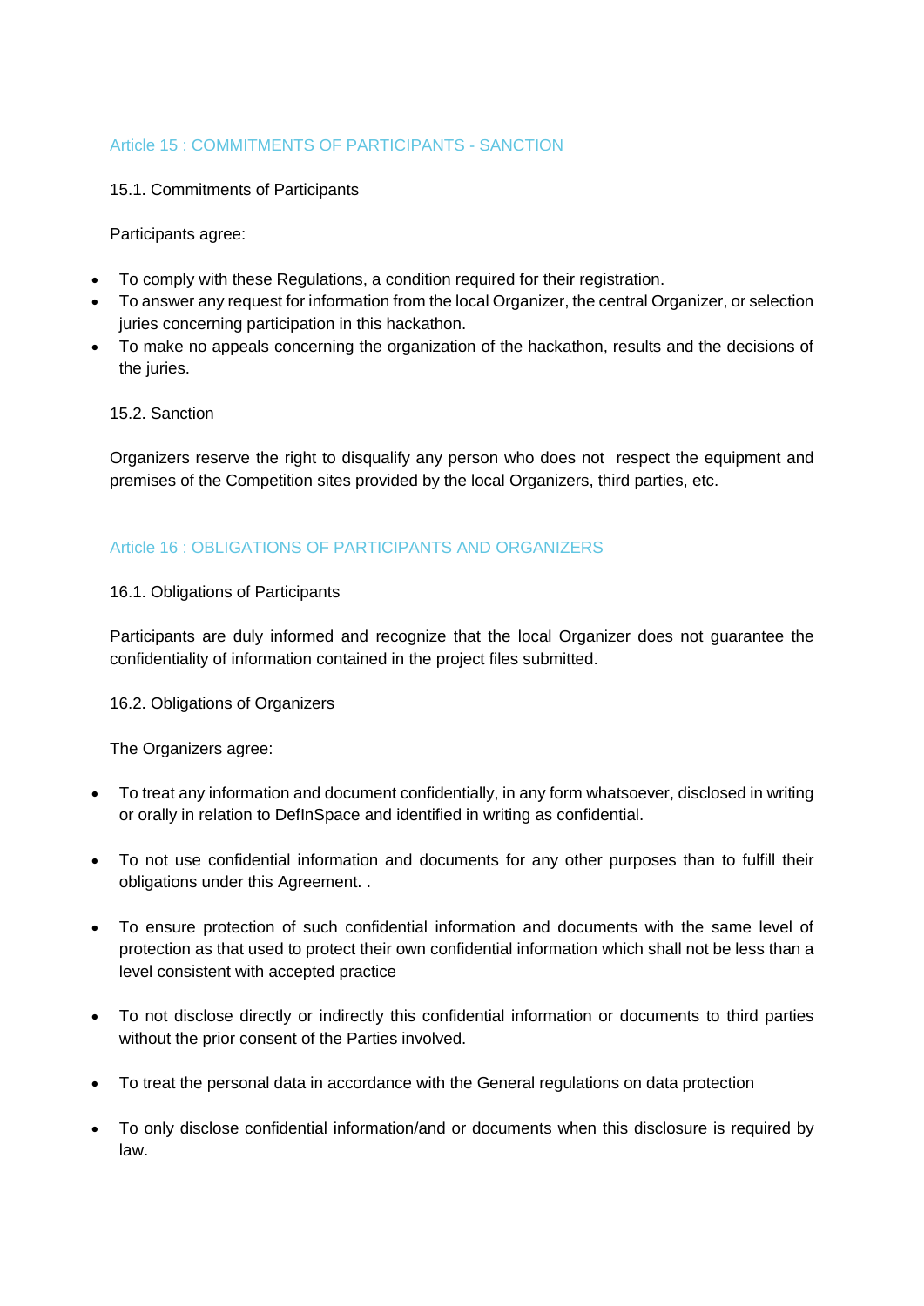## Article 15 : COMMITMENTS OF PARTICIPANTS - SANCTION

### 15.1. Commitments of Participants

Participants agree:

- To comply with these Regulations, a condition required for their registration.
- To answer any request for information from the local Organizer, the central Organizer, or selection juries concerning participation in this hackathon.
- To make no appeals concerning the organization of the hackathon, results and the decisions of the juries.

### 15.2. Sanction

Organizers reserve the right to disqualify any person who does not respect the equipment and premises of the Competition sites provided by the local Organizers, third parties, etc.

## Article 16 : OBLIGATIONS OF PARTICIPANTS AND ORGANIZERS

### 16.1. Obligations of Participants

Participants are duly informed and recognize that the local Organizer does not guarantee the confidentiality of information contained in the project files submitted.

### 16.2. Obligations of Organizers

The Organizers agree:

- To treat any information and document confidentially, in any form whatsoever, disclosed in writing or orally in relation to DefInSpace and identified in writing as confidential.

- To not use confidential information and documents for any other purposes than to fulfill their obligations under this Agreement. .

- To ensure protection of such confidential information and documents with the same level of protection as that used to protect their own confidential information which shall not be less than a level consistent with accepted practice

- To not disclose directly or indirectly this confidential information or documents to third parties without the prior consent of the Parties involved.

- To treat the personal data in accordance with the General regulations on data protection

- To only disclose confidential information/and or documents when this disclosure is required by law.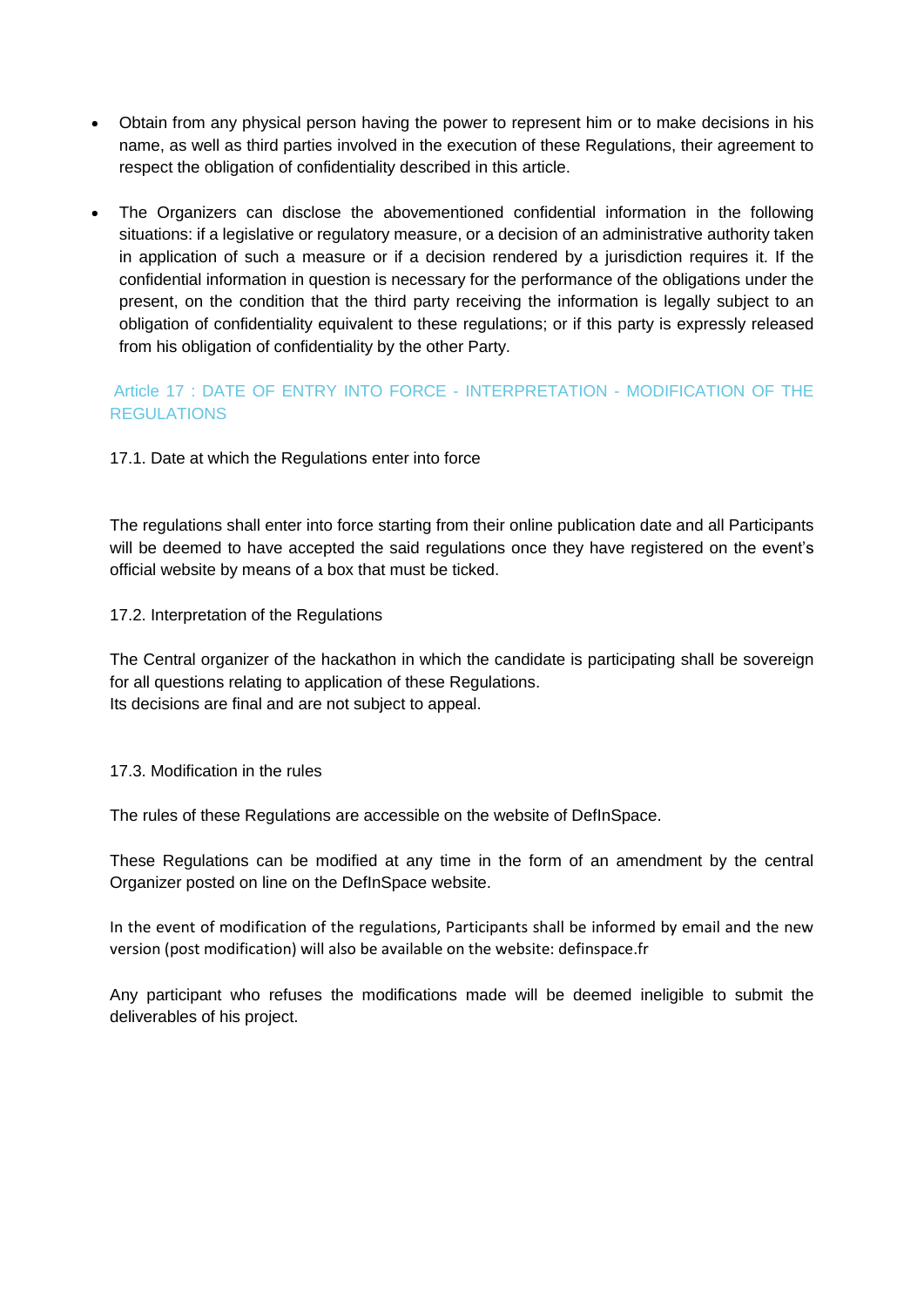- Obtain from any physical person having the power to represent him or to make decisions in his name, as well as third parties involved in the execution of these Regulations, their agreement to respect the obligation of confidentiality described in this article.

- The Organizers can disclose the abovementioned confidential information in the following situations: if a legislative or regulatory measure, or a decision of an administrative authority taken in application of such a measure or if a decision rendered by a jurisdiction requires it. If the confidential information in question is necessary for the performance of the obligations under the present, on the condition that the third party receiving the information is legally subject to an obligation of confidentiality equivalent to these regulations; or if this party is expressly released from his obligation of confidentiality by the other Party.

## Article 17 : DATE OF ENTRY INTO FORCE - INTERPRETATION - MODIFICATION OF THE REGULATIONS

### 17.1. Date at which the Regulations enter into force

The regulations shall enter into force starting from their online publication date and all Participants will be deemed to have accepted the said regulations once they have registered on the event's official website by means of a box that must be ticked.

### 17.2. Interpretation of the Regulations

The Central organizer of the hackathon in which the candidate is participating shall be sovereign for all questions relating to application of these Regulations.
Its decisions are final and are not subject to appeal.

### 17.3. Modification in the rules

The rules of these Regulations are accessible on the website of DefInSpace.

These Regulations can be modified at any time in the form of an amendment by the central Organizer posted on line on the DefInSpace website.

In the event of modification of the regulations, Participants shall be informed by email and the new version (post modification) will also be available on the website: definspace.fr

Any participant who refuses the modifications made will be deemed ineligible to submit the deliverables of his project.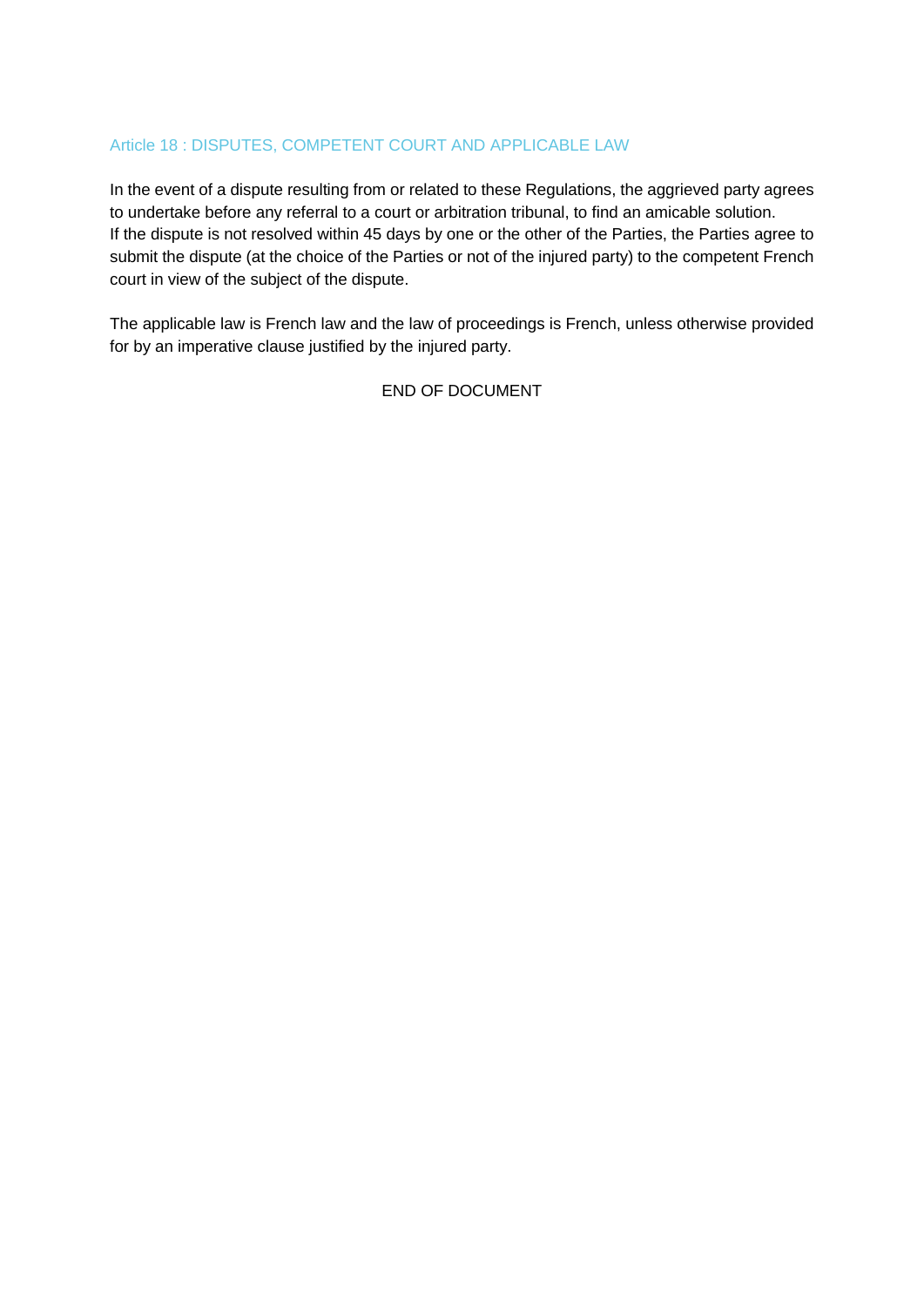## Article 18 : DISPUTES, COMPETENT COURT AND APPLICABLE LAW

In the event of a dispute resulting from or related to these Regulations, the aggrieved party agrees to undertake before any referral to a court or arbitration tribunal, to find an amicable solution.
If the dispute is not resolved within 45 days by one or the other of the Parties, the Parties agree to submit the dispute (at the choice of the Parties or not of the injured party) to the competent French court in view of the subject of the dispute.

The applicable law is French law and the law of proceedings is French, unless otherwise provided for by an imperative clause justified by the injured party.

END OF DOCUMENT